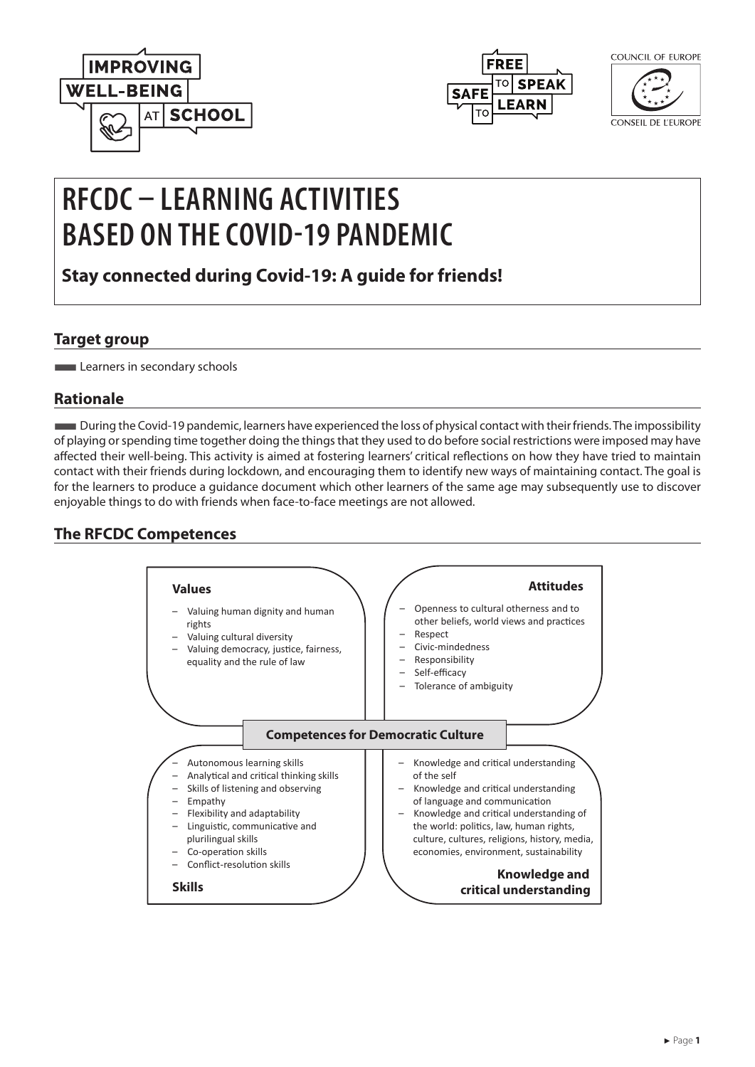IMPROVING WELL-BEING AT SCHOOL

FREE TO SPEAK SAFE TO LEARN

COUNCIL OF EUROPE
CONSEIL DE L'EUROPE

# RFCDC – LEARNING ACTIVITIES BASED ON THE COVID-19 PANDEMIC

**Stay connected during Covid-19: A guide for friends!**

## Target group

Learners in secondary schools

## Rationale

During the Covid-19 pandemic, learners have experienced the loss of physical contact with their friends. The impossibility of playing or spending time together doing the things that they used to do before social restrictions were imposed may have affected their well-being. This activity is aimed at fostering learners' critical reflections on how they have tried to maintain contact with their friends during lockdown, and encouraging them to identify new ways of maintaining contact. The goal is for the learners to produce a guidance document which other learners of the same age may subsequently use to discover enjoyable things to do with friends when face-to-face meetings are not allowed.

## The RFCDC Competences

**Competences for Democratic Culture**

**Values**

- Valuing human dignity and human rights
- Valuing cultural diversity
- Valuing democracy, justice, fairness, equality and the rule of law

**Attitudes**

- Openness to cultural otherness and to other beliefs, world views and practices
- Respect
- Civic-mindedness
- Responsibility
- Self-efficacy
- Tolerance of ambiguity

**Skills**

- Autonomous learning skills
- Analytical and critical thinking skills
- Skills of listening and observing
- Empathy
- Flexibility and adaptability
- Linguistic, communicative and plurilingual skills
- Co-operation skills
- Conflict-resolution skills

**Knowledge and critical understanding**

- Knowledge and critical understanding of the self
- Knowledge and critical understanding of language and communication
- Knowledge and critical understanding of the world: politics, law, human rights, culture, cultures, religions, history, media, economies, environment, sustainability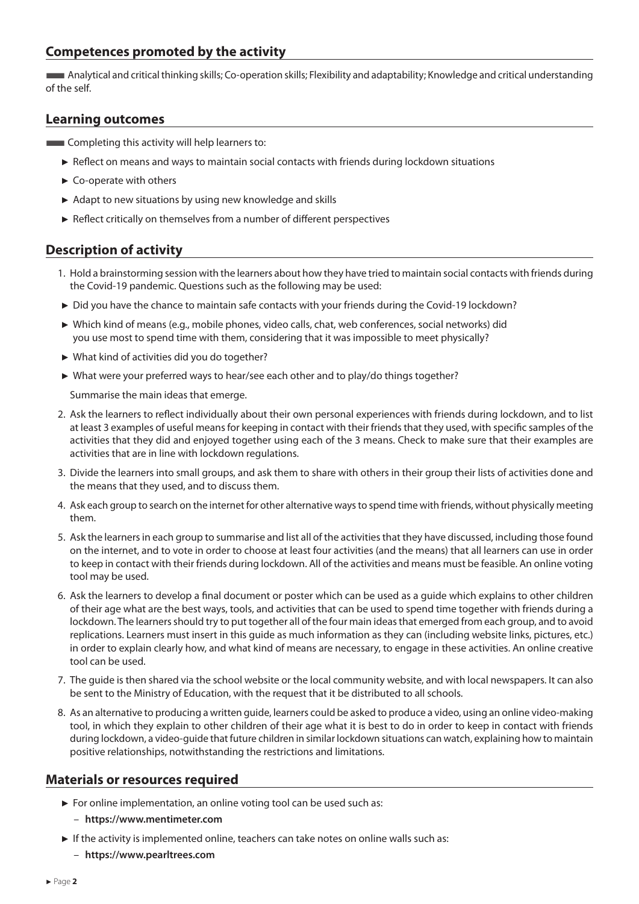## Competences promoted by the activity

Analytical and critical thinking skills; Co-operation skills; Flexibility and adaptability; Knowledge and critical understanding of the self.

## Learning outcomes

Completing this activity will help learners to:

- Reflect on means and ways to maintain social contacts with friends during lockdown situations
- Co-operate with others
- Adapt to new situations by using new knowledge and skills
- Reflect critically on themselves from a number of different perspectives

## Description of activity

1. Hold a brainstorming session with the learners about how they have tried to maintain social contacts with friends during the Covid-19 pandemic. Questions such as the following may be used:
   - Did you have the chance to maintain safe contacts with your friends during the Covid-19 lockdown?
   - Which kind of means (e.g., mobile phones, video calls, chat, web conferences, social networks) did you use most to spend time with them, considering that it was impossible to meet physically?
   - What kind of activities did you do together?
   - What were your preferred ways to hear/see each other and to play/do things together?

   Summarise the main ideas that emerge.
2. Ask the learners to reflect individually about their own personal experiences with friends during lockdown, and to list at least 3 examples of useful means for keeping in contact with their friends that they used, with specific samples of the activities that they did and enjoyed together using each of the 3 means. Check to make sure that their examples are activities that are in line with lockdown regulations.
3. Divide the learners into small groups, and ask them to share with others in their group their lists of activities done and the means that they used, and to discuss them.
4. Ask each group to search on the internet for other alternative ways to spend time with friends, without physically meeting them.
5. Ask the learners in each group to summarise and list all of the activities that they have discussed, including those found on the internet, and to vote in order to choose at least four activities (and the means) that all learners can use in order to keep in contact with their friends during lockdown. All of the activities and means must be feasible. An online voting tool may be used.
6. Ask the learners to develop a final document or poster which can be used as a guide which explains to other children of their age what are the best ways, tools, and activities that can be used to spend time together with friends during a lockdown. The learners should try to put together all of the four main ideas that emerged from each group, and to avoid replications. Learners must insert in this guide as much information as they can (including website links, pictures, etc.) in order to explain clearly how, and what kind of means are necessary, to engage in these activities. An online creative tool can be used.
7. The guide is then shared via the school website or the local community website, and with local newspapers. It can also be sent to the Ministry of Education, with the request that it be distributed to all schools.
8. As an alternative to producing a written guide, learners could be asked to produce a video, using an online video-making tool, in which they explain to other children of their age what it is best to do in order to keep in contact with friends during lockdown, a video-guide that future children in similar lockdown situations can watch, explaining how to maintain positive relationships, notwithstanding the restrictions and limitations.

## Materials or resources required

- For online implementation, an online voting tool can be used such as:
  - **https://www.mentimeter.com**
- If the activity is implemented online, teachers can take notes on online walls such as:
  - **https://www.pearltrees.com**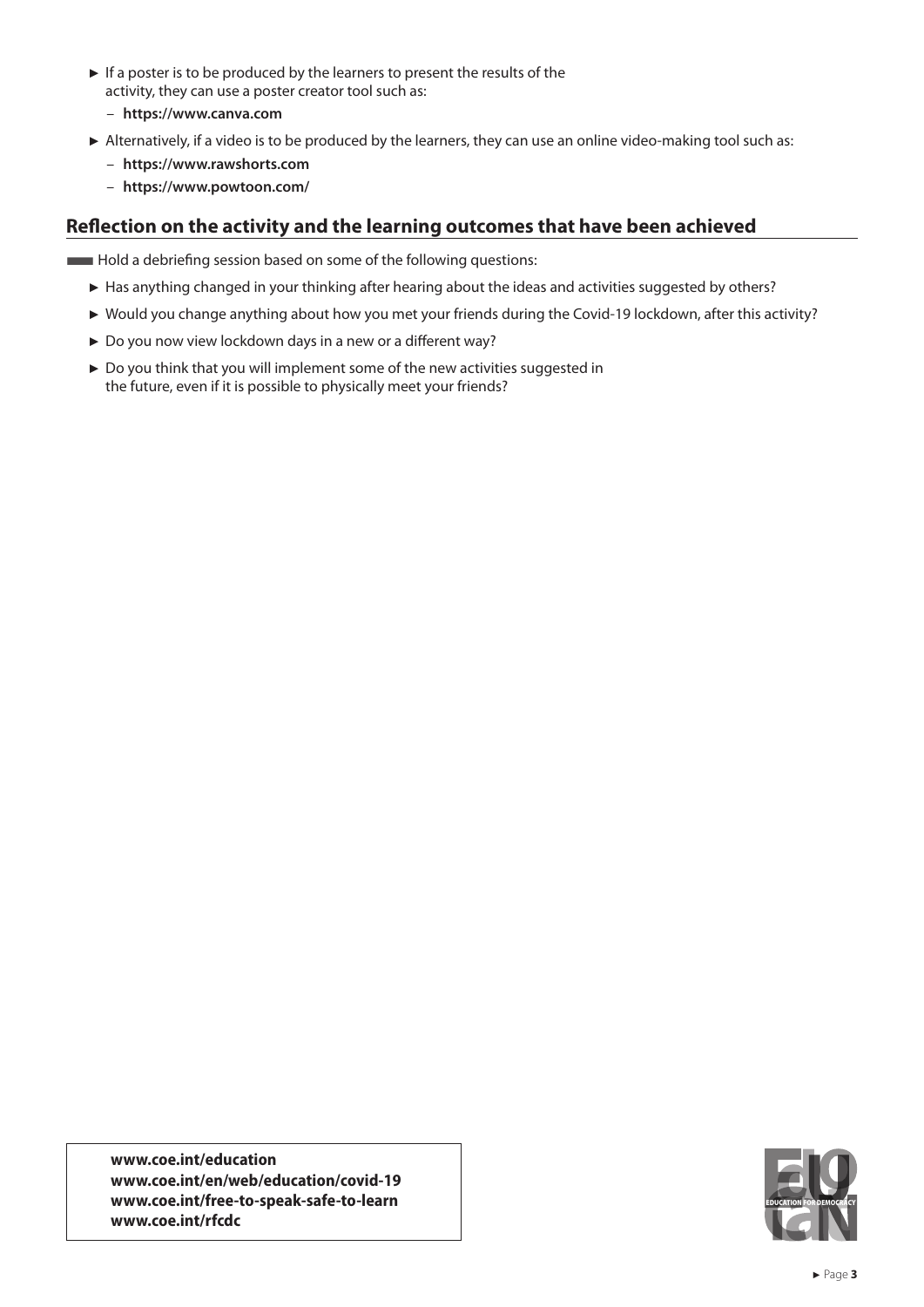- If a poster is to be produced by the learners to present the results of the activity, they can use a poster creator tool such as:
  - **https://www.canva.com**
- Alternatively, if a video is to be produced by the learners, they can use an online video-making tool such as:
  - **https://www.rawshorts.com**
  - **https://www.powtoon.com/**

## Reflection on the activity and the learning outcomes that have been achieved

Hold a debriefing session based on some of the following questions:

- Has anything changed in your thinking after hearing about the ideas and activities suggested by others?
- Would you change anything about how you met your friends during the Covid-19 lockdown, after this activity?
- Do you now view lockdown days in a new or a different way?
- Do you think that you will implement some of the new activities suggested in the future, even if it is possible to physically meet your friends?

**www.coe.int/education**
**www.coe.int/en/web/education/covid-19**
**www.coe.int/free-to-speak-safe-to-learn**
**www.coe.int/rfcdc**

EDUCATION FOR DEMOCRACY